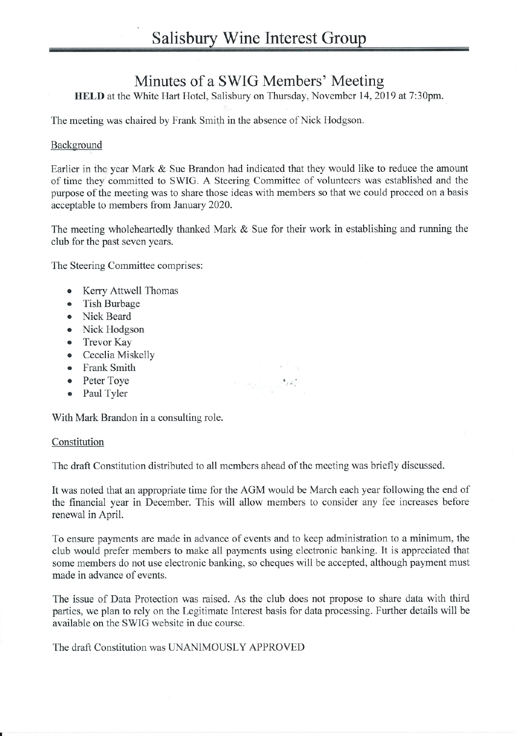# Salisbury Wine Interest Group

## Minutes of a SWIG Members' Meeting

**HELD** at the White Hart Hotel, Salisbury on Thursday, November 14, 2019 at 7:30pm.

The meeting was chaired by Frank Smith in the absence of Nick Hodgson.

### Background

Earlier in the year Mark & Sue Brandon had indicated that they would like to reduce the amount of time they committed to SWIG. A Steering Committee of volunteers was established and the purpose of the meeting was to share those ideas with members so that we could proceed on a basis acceptable to members from January 2020.

The meeting wholeheartedly thanked Mark & Sue for their work in establishing and running the club for the past seven years.

The Steering Committee comprises:

- Kerry Attwell Thomas
- Tish Burbage
- Nick Beard
- Nick Hodgson
- Trevor Kay
- Cecelia Miskelly
- Frank Smith
- Peter Toye
- Paul Tyler

With Mark Brandon in a consulting role.

### Constitution

The draft Constitution distributed to all members ahead of the meeting was briefly discussed.

It was noted that an appropriate time for the AGM would be March each year following the end of the financial year in December. This will allow members to consider any fee increases before renewal in April.

To ensure payments are made in advance of events and to keep administration to a minimum, the club would prefer members to make all payments using electronic banking. It is appreciated that some members do not use electronic banking, so cheques will be accepted, although payment must made in advance of events.

The issue of Data Protection was raised. As the club does not propose to share data with third parties, we plan to rely on the Legitimate Interest basis for data processing. Further details will be available on the SWIG website in due course.

The draft Constitution was UNANIMOUSLY APPROVED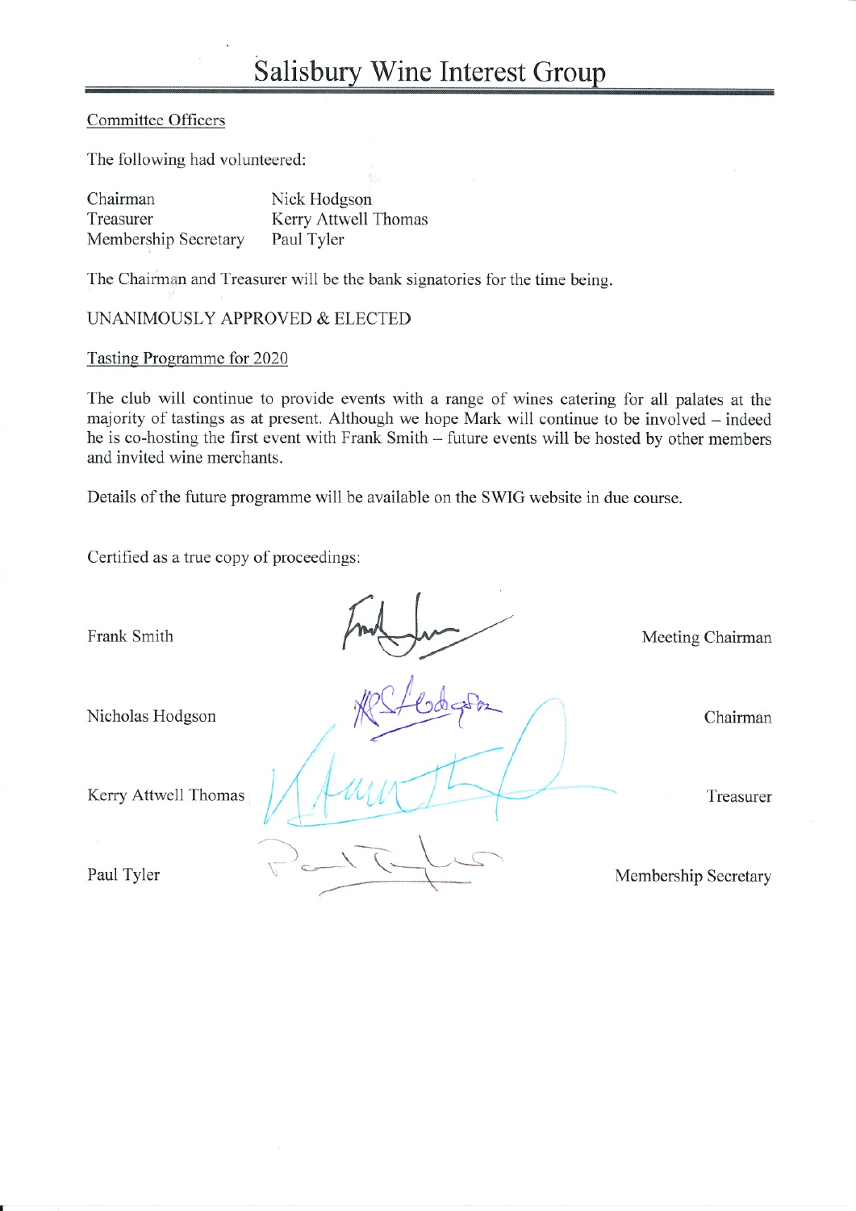# Salisbury Wine Interest Group

Committee Officers

The following had volunteered:

| | |
|---|---|
| Chairman | Nick Hodgson |
| Treasurer | Kerry Attwell Thomas |
| Membership Secretary | Paul Tyler |

The Chairman and Treasurer will be the bank signatories for the time being.

UNANIMOUSLY APPROVED & ELECTED

Tasting Programme for 2020

The club will continue to provide events with a range of wines catering for all palates at the majority of tastings as at present. Although we hope Mark will continue to be involved – indeed he is co-hosting the first event with Frank Smith – future events will be hosted by other members and invited wine merchants.

Details of the future programme will be available on the SWIG website in due course.

Certified as a true copy of proceedings:

| | | |
|---|---|---|
| Frank Smith | [signature] | Meeting Chairman |
| Nicholas Hodgson | [signature] | Chairman |
| Kerry Attwell Thomas | [signature] | Treasurer |
| Paul Tyler | [signature] | Membership Secretary |